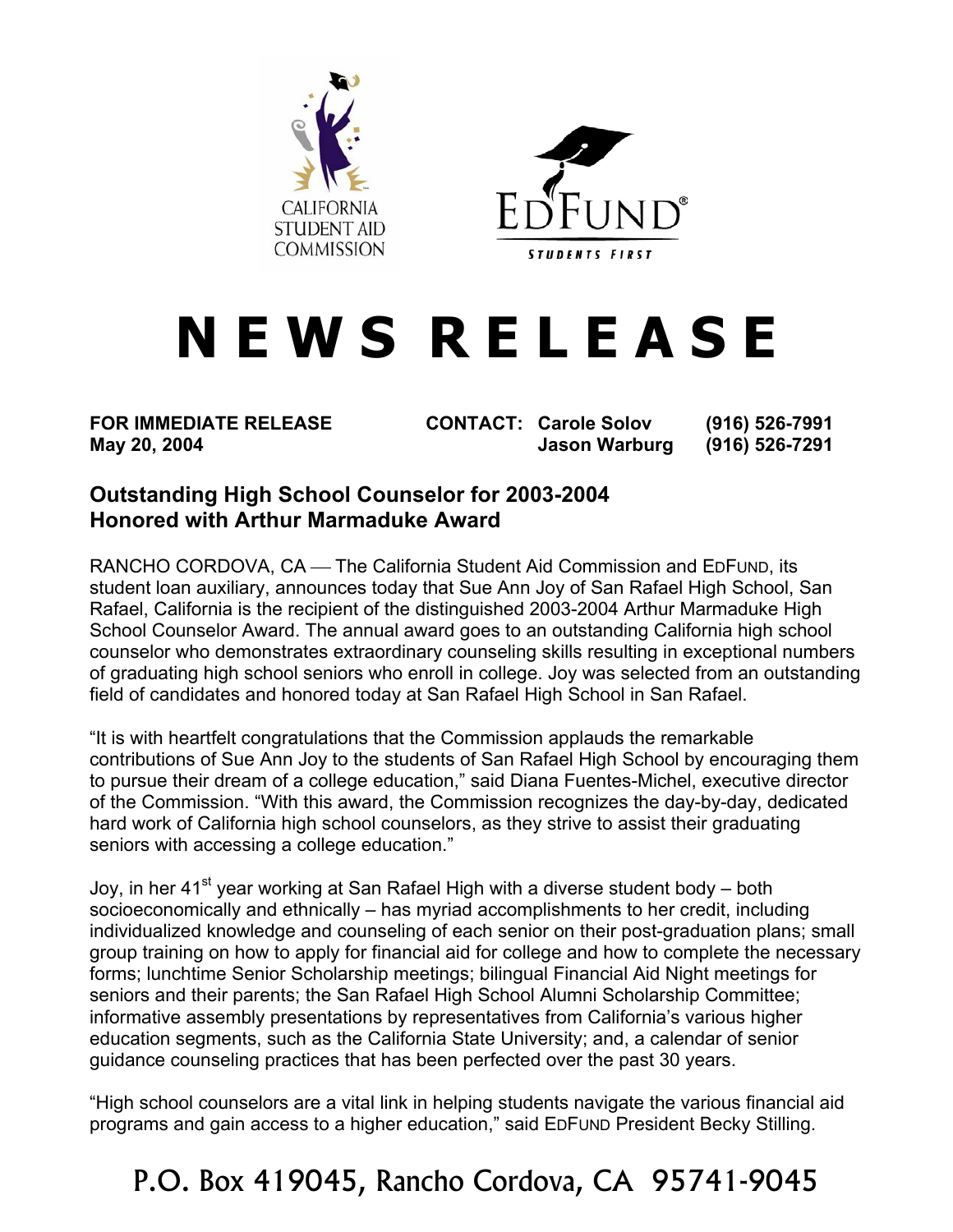CALIFORNIA STUDENT AID COMMISSION

EDFUND® STUDENTS FIRST

# NEWS RELEASE

**FOR IMMEDIATE RELEASE**
**May 20, 2004**

**CONTACT: Carole Solov (916) 526-7991**
**Jason Warburg (916) 526-7291**

## Outstanding High School Counselor for 2003-2004 Honored with Arthur Marmaduke Award

RANCHO CORDOVA, CA — The California Student Aid Commission and EDFUND, its student loan auxiliary, announces today that Sue Ann Joy of San Rafael High School, San Rafael, California is the recipient of the distinguished 2003-2004 Arthur Marmaduke High School Counselor Award. The annual award goes to an outstanding California high school counselor who demonstrates extraordinary counseling skills resulting in exceptional numbers of graduating high school seniors who enroll in college. Joy was selected from an outstanding field of candidates and honored today at San Rafael High School in San Rafael.

"It is with heartfelt congratulations that the Commission applauds the remarkable contributions of Sue Ann Joy to the students of San Rafael High School by encouraging them to pursue their dream of a college education," said Diana Fuentes-Michel, executive director of the Commission. "With this award, the Commission recognizes the day-by-day, dedicated hard work of California high school counselors, as they strive to assist their graduating seniors with accessing a college education."

Joy, in her 41st year working at San Rafael High with a diverse student body – both socioeconomically and ethnically – has myriad accomplishments to her credit, including individualized knowledge and counseling of each senior on their post-graduation plans; small group training on how to apply for financial aid for college and how to complete the necessary forms; lunchtime Senior Scholarship meetings; bilingual Financial Aid Night meetings for seniors and their parents; the San Rafael High School Alumni Scholarship Committee; informative assembly presentations by representatives from California's various higher education segments, such as the California State University; and, a calendar of senior guidance counseling practices that has been perfected over the past 30 years.

"High school counselors are a vital link in helping students navigate the various financial aid programs and gain access to a higher education," said EDFUND President Becky Stilling.

P.O. Box 419045, Rancho Cordova, CA 95741-9045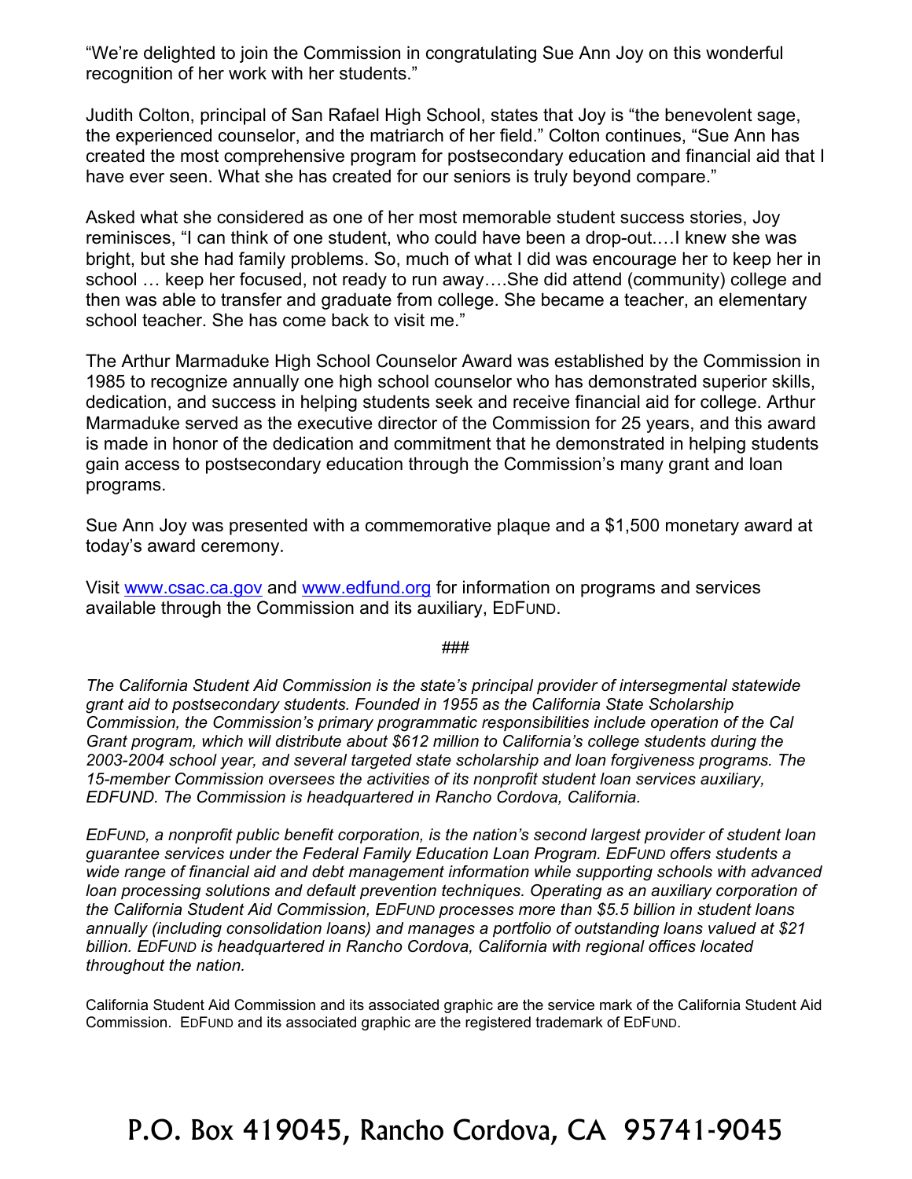"We're delighted to join the Commission in congratulating Sue Ann Joy on this wonderful recognition of her work with her students."

Judith Colton, principal of San Rafael High School, states that Joy is "the benevolent sage, the experienced counselor, and the matriarch of her field." Colton continues, "Sue Ann has created the most comprehensive program for postsecondary education and financial aid that I have ever seen. What she has created for our seniors is truly beyond compare."

Asked what she considered as one of her most memorable student success stories, Joy reminisces, "I can think of one student, who could have been a drop-out.…I knew she was bright, but she had family problems. So, much of what I did was encourage her to keep her in school … keep her focused, not ready to run away….She did attend (community) college and then was able to transfer and graduate from college. She became a teacher, an elementary school teacher. She has come back to visit me."

The Arthur Marmaduke High School Counselor Award was established by the Commission in 1985 to recognize annually one high school counselor who has demonstrated superior skills, dedication, and success in helping students seek and receive financial aid for college. Arthur Marmaduke served as the executive director of the Commission for 25 years, and this award is made in honor of the dedication and commitment that he demonstrated in helping students gain access to postsecondary education through the Commission's many grant and loan programs.

Sue Ann Joy was presented with a commemorative plaque and a $1,500 monetary award at today's award ceremony.

Visit www.csac.ca.gov and www.edfund.org for information on programs and services available through the Commission and its auxiliary, EDFUND.

###

*The California Student Aid Commission is the state's principal provider of intersegmental statewide grant aid to postsecondary students. Founded in 1955 as the California State Scholarship Commission, the Commission's primary programmatic responsibilities include operation of the Cal Grant program, which will distribute about $612 million to California's college students during the 2003-2004 school year, and several targeted state scholarship and loan forgiveness programs. The 15-member Commission oversees the activities of its nonprofit student loan services auxiliary, EDFUND. The Commission is headquartered in Rancho Cordova, California.*

*EDFUND, a nonprofit public benefit corporation, is the nation's second largest provider of student loan guarantee services under the Federal Family Education Loan Program. EDFUND offers students a wide range of financial aid and debt management information while supporting schools with advanced loan processing solutions and default prevention techniques. Operating as an auxiliary corporation of the California Student Aid Commission, EDFUND processes more than $5.5 billion in student loans annually (including consolidation loans) and manages a portfolio of outstanding loans valued at $21 billion. EDFUND is headquartered in Rancho Cordova, California with regional offices located throughout the nation.*

California Student Aid Commission and its associated graphic are the service mark of the California Student Aid Commission. EDFUND and its associated graphic are the registered trademark of EDFUND.

P.O. Box 419045, Rancho Cordova, CA 95741-9045